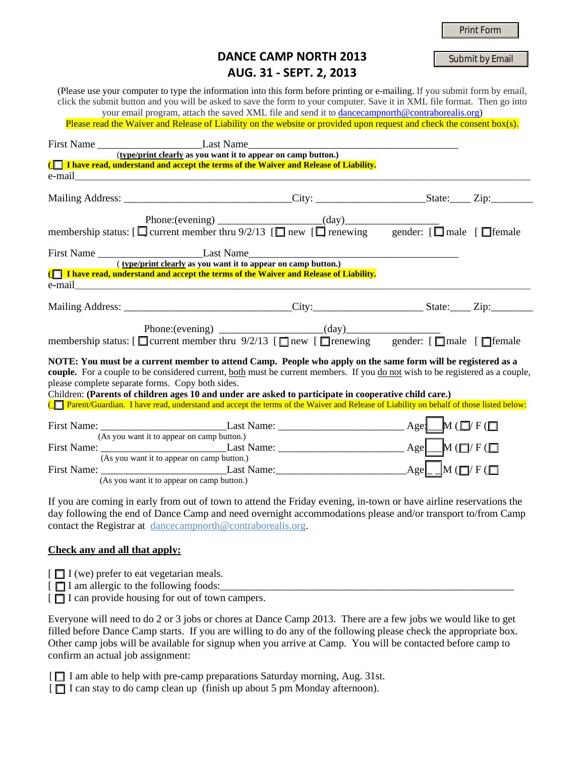Print Form

Submit by Email

# DANCE CAMP NORTH 2013
## AUG. 31 - SEPT. 2, 2013

(Please use your computer to type the information into this form before printing or e-mailing. If you submit form by email, click the submit button and you will be asked to save the form to your computer. Save it in XML file format. Then go into your email program, attach the saved XML file and send it to dancecampnorth@contraborealis.org)
Please read the Waiver and Release of Liability on the website or provided upon request and check the consent box(s).

First Name ____________________Last Name________________________________________
(**type/print clearly** as you want it to appear on camp button.)
**( ☐ I have read, understand and accept the terms of the Waiver and Release of Liability.**
e-mail________________________________________________________________________________

Mailing Address: ________________________________City: ____________________State:____ Zip:________

Phone:(evening) __________________(day)_________________
membership status: [ ☐ current member thru 9/2/13 [ ☐ new [ ☐ renewing gender: [ ☐ male [ ☐ female

First Name ____________________Last Name________________________________________
( **type/print clearly** as you want it to appear on camp button.)
**( ☐ I have read, understand and accept the terms of the Waiver and Release of Liability.**
e-mail________________________________________________________________________________

Mailing Address: ________________________________City:____________________ State:____ Zip:________

Phone:(evening) __________________(day)_________________
membership status: [ ☐ current member thru 9/2/13 [ ☐ new [ ☐ renewing gender: [ ☐ male [ ☐ female

**NOTE: You must be a current member to attend Camp. People who apply on the same form will be registered as a couple.** For a couple to be considered current, both must be current members. If you do not wish to be registered as a couple, please complete separate forms. Copy both sides.
Children: **(Parents of children ages 10 and under are asked to participate in cooperative child care.)**
( ☐ Parent/Guardian. I have read, understand and accept the terms of the Waiver and Release of Liability on behalf of those listed below:

First Name: ________________________Last Name: ________________________ Age ☐ M ( ☐ / F ( ☐
(As you want it to appear on camp button.)
First Name: ________________________Last Name: ________________________ Age ☐ M ( ☐ / F ( ☐
(As you want it to appear on camp button.)
First Name: ________________________Last Name:________________________ Age ☐ M ( ☐ / F ( ☐
(As you want it to appear on camp button.)

If you are coming in early from out of town to attend the Friday evening, in-town or have airline reservations the day following the end of Dance Camp and need overnight accommodations please and/or transport to/from Camp contact the Registrar at dancecampnorth@contraborealis.org.

**Check any and all that apply:**

[ ☐ I (we) prefer to eat vegetarian meals.
[ ☐ I am allergic to the following foods:_____________________________________________________
[ ☐ I can provide housing for out of town campers.

Everyone will need to do 2 or 3 jobs or chores at Dance Camp 2013. There are a few jobs we would like to get filled before Dance Camp starts. If you are willing to do any of the following please check the appropriate box. Other camp jobs will be available for signup when you arrive at Camp. You will be contacted before camp to confirm an actual job assignment:

[ ☐ I am able to help with pre-camp preparations Saturday morning, Aug. 31st.
[ ☐ I can stay to do camp clean up (finish up about 5 pm Monday afternoon).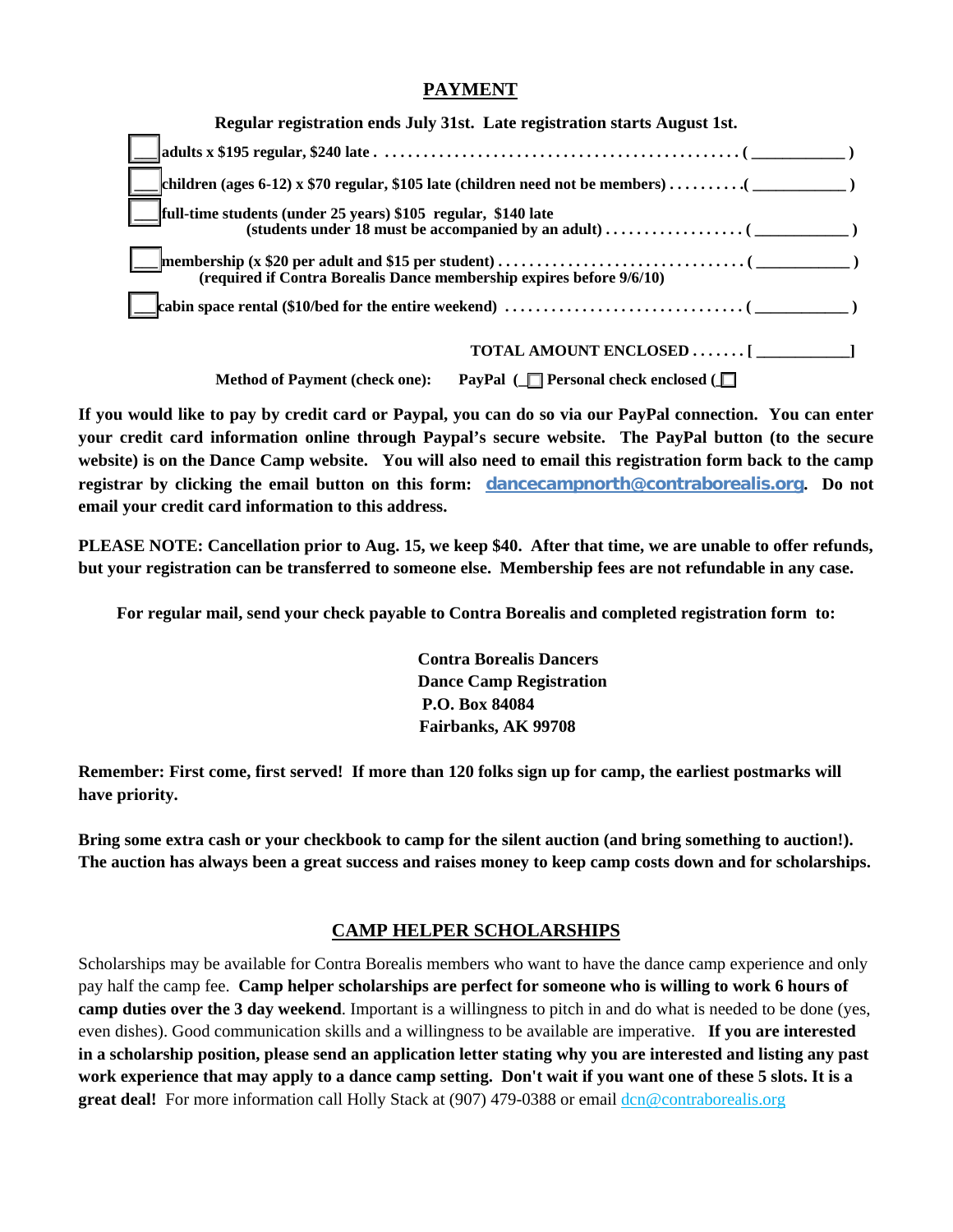## PAYMENT

**Regular registration ends July 31st. Late registration starts August 1st.**

**\_\_\_ adults x $195 regular, $240 late . . . . . . . . . . . . . . . . . . . . . . . . . . . . . . . . . . . . . . . . . . . . . . ( \_\_\_\_\_\_\_\_\_\_\_\_ )**

**\_\_\_ children (ages 6-12) x $70 regular, $105 late (children need not be members) . . . . . . . . . .( \_\_\_\_\_\_\_\_\_\_\_\_ )**

**\_\_\_ full-time students (under 25 years) $105 regular, $140 late**
**(students under 18 must be accompanied by an adult) . . . . . . . . . . . . . . . . . . ( \_\_\_\_\_\_\_\_\_\_\_\_ )**

**\_\_\_ membership (x $20 per adult and $15 per student) . . . . . . . . . . . . . . . . . . . . . . . . . . . . . . . ( \_\_\_\_\_\_\_\_\_\_\_\_ )**
**(required if Contra Borealis Dance membership expires before 9/6/10)**

**\_\_\_ cabin space rental ($10/bed for the entire weekend) . . . . . . . . . . . . . . . . . . . . . . . . . . . . . . ( \_\_\_\_\_\_\_\_\_\_\_\_ )**

**TOTAL AMOUNT ENCLOSED . . . . . . . [ \_\_\_\_\_\_\_\_\_\_\_\_]**

**Method of Payment (check one): PayPal ( ☐ Personal check enclosed ( ☐**

**If you would like to pay by credit card or Paypal, you can do so via our PayPal connection. You can enter your credit card information online through Paypal's secure website. The PayPal button (to the secure website) is on the Dance Camp website. You will also need to email this registration form back to the camp registrar by clicking the email button on this form: dancecampnorth@contraborealis.org. Do not email your credit card information to this address.**

**PLEASE NOTE: Cancellation prior to Aug. 15, we keep $40. After that time, we are unable to offer refunds, but your registration can be transferred to someone else. Membership fees are not refundable in any case.**

**For regular mail, send your check payable to Contra Borealis and completed registration form to:**

**Contra Borealis Dancers**
**Dance Camp Registration**
**P.O. Box 84084**
**Fairbanks, AK 99708**

**Remember: First come, first served! If more than 120 folks sign up for camp, the earliest postmarks will have priority.**

**Bring some extra cash or your checkbook to camp for the silent auction (and bring something to auction!). The auction has always been a great success and raises money to keep camp costs down and for scholarships.**

## CAMP HELPER SCHOLARSHIPS

Scholarships may be available for Contra Borealis members who want to have the dance camp experience and only pay half the camp fee. **Camp helper scholarships are perfect for someone who is willing to work 6 hours of camp duties over the 3 day weekend**. Important is a willingness to pitch in and do what is needed to be done (yes, even dishes). Good communication skills and a willingness to be available are imperative. **If you are interested in a scholarship position, please send an application letter stating why you are interested and listing any past work experience that may apply to a dance camp setting. Don't wait if you want one of these 5 slots. It is a great deal!** For more information call Holly Stack at (907) 479-0388 or email dcn@contraborealis.org